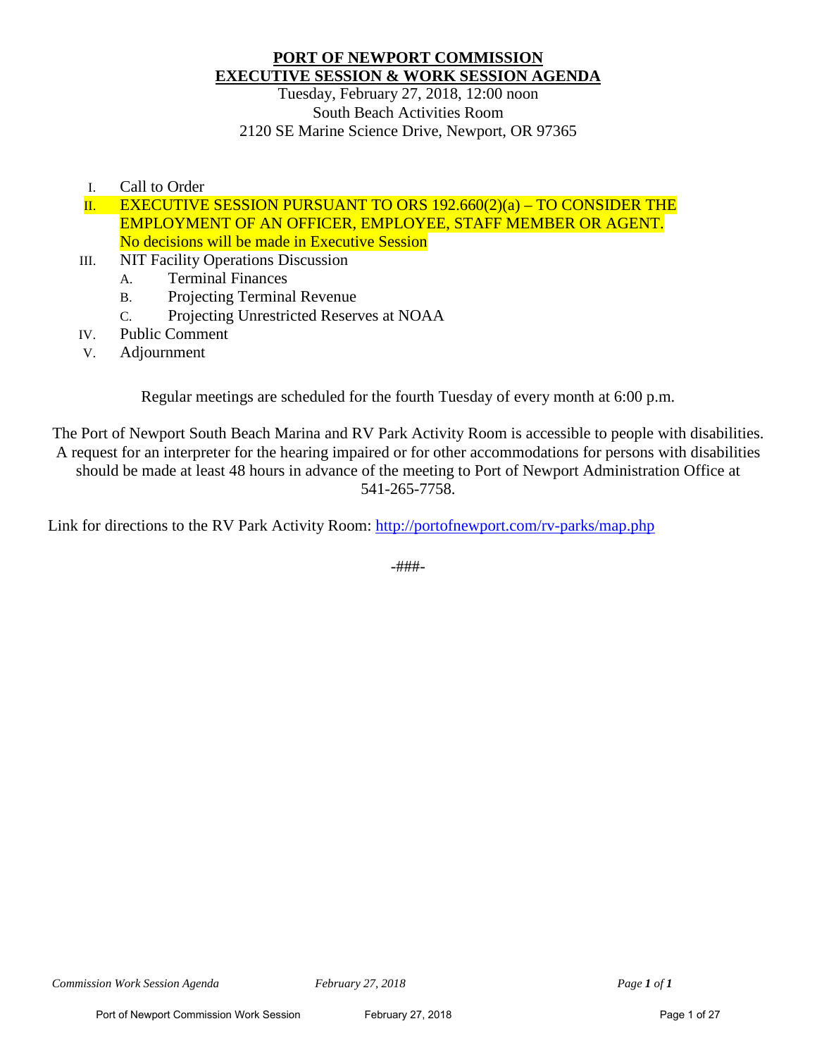# **PORT OF NEWPORT COMMISSION**
# **EXECUTIVE SESSION & WORK SESSION AGENDA**

Tuesday, February 27, 2018, 12:00 noon
South Beach Activities Room
2120 SE Marine Science Drive, Newport, OR 97365

I. Call to Order

II. EXECUTIVE SESSION PURSUANT TO ORS 192.660(2)(a) – TO CONSIDER THE EMPLOYMENT OF AN OFFICER, EMPLOYEE, STAFF MEMBER OR AGENT. No decisions will be made in Executive Session

III. NIT Facility Operations Discussion
   A. Terminal Finances
   B. Projecting Terminal Revenue
   C. Projecting Unrestricted Reserves at NOAA

IV. Public Comment

V. Adjournment

Regular meetings are scheduled for the fourth Tuesday of every month at 6:00 p.m.

The Port of Newport South Beach Marina and RV Park Activity Room is accessible to people with disabilities. A request for an interpreter for the hearing impaired or for other accommodations for persons with disabilities should be made at least 48 hours in advance of the meeting to Port of Newport Administration Office at 541-265-7758.

Link for directions to the RV Park Activity Room: http://portofnewport.com/rv-parks/map.php

-###-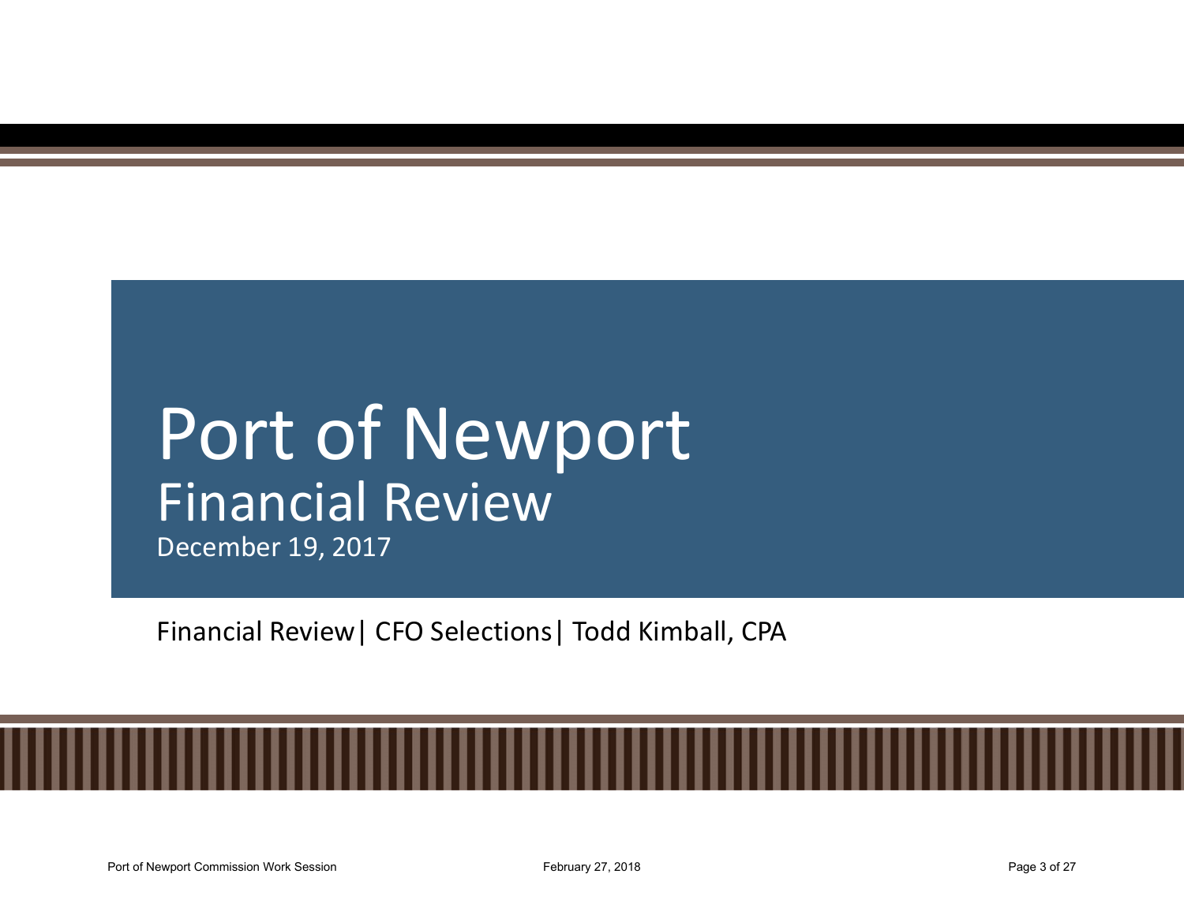# Port of Newport

## Financial Review

December 19, 2017

Financial Review| CFO Selections| Todd Kimball, CPA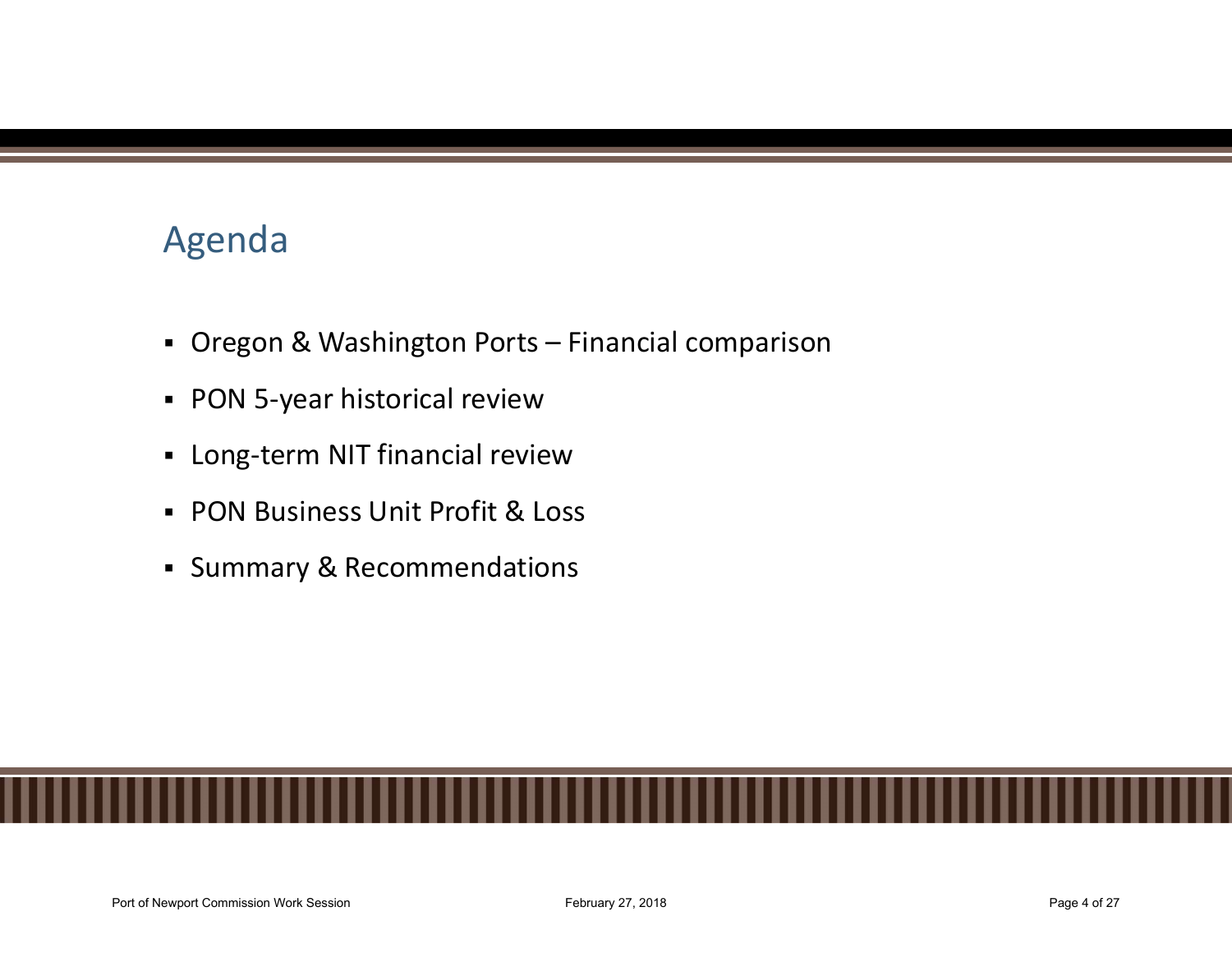# Agenda

- Oregon & Washington Ports – Financial comparison
- PON 5-year historical review
- Long-term NIT financial review
- PON Business Unit Profit & Loss
- Summary & Recommendations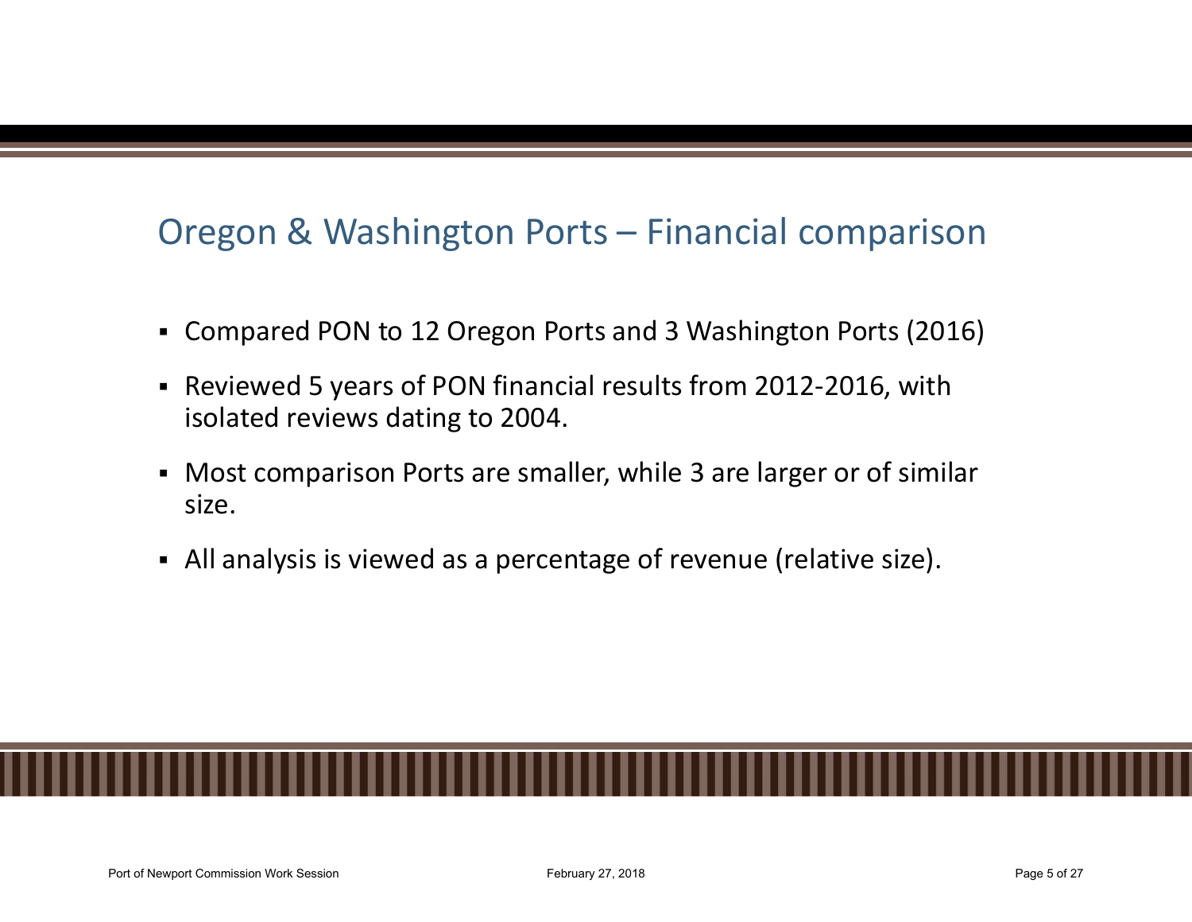# Oregon & Washington Ports – Financial comparison

- Compared PON to 12 Oregon Ports and 3 Washington Ports (2016)
- Reviewed 5 years of PON financial results from 2012-2016, with isolated reviews dating to 2004.
- Most comparison Ports are smaller, while 3 are larger or of similar size.
- All analysis is viewed as a percentage of revenue (relative size).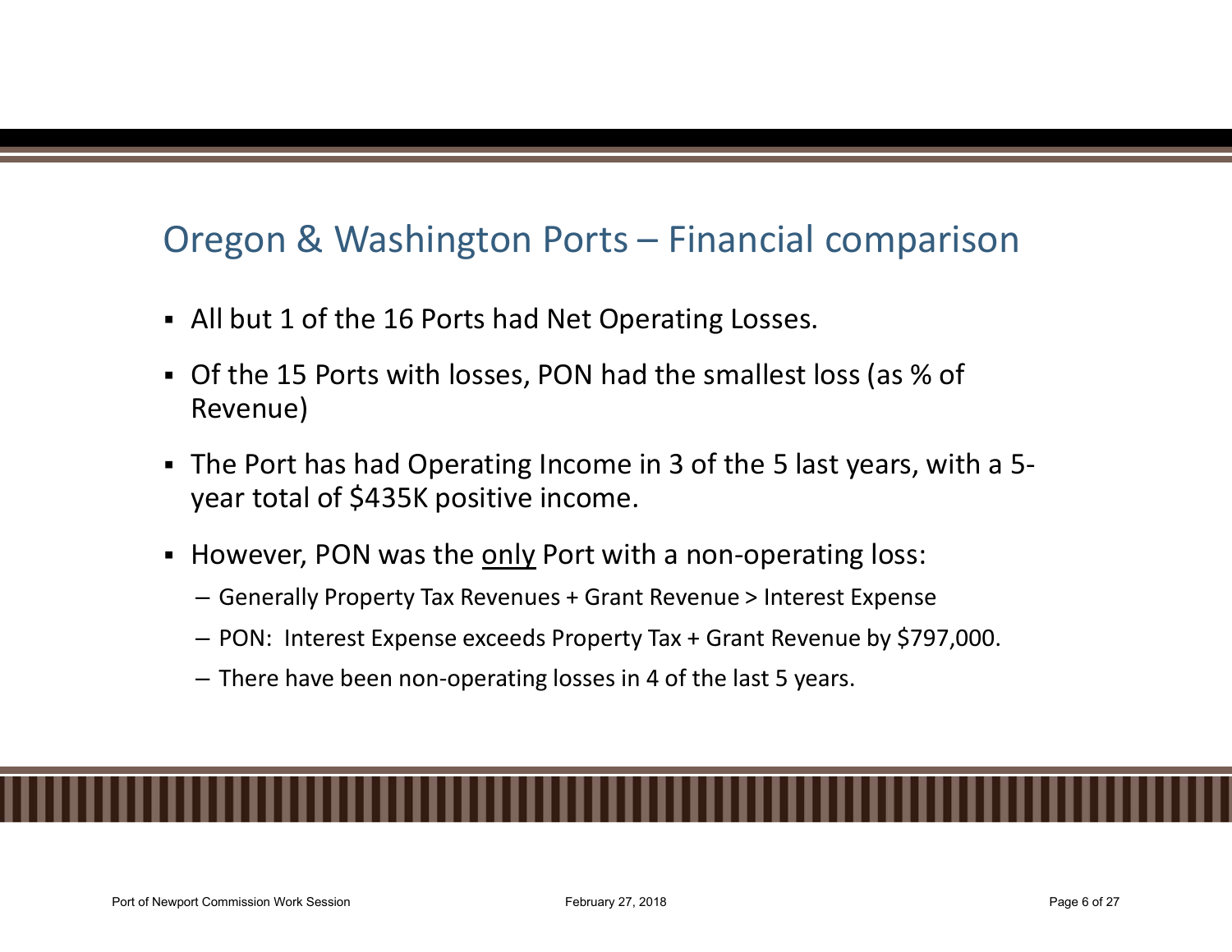# Oregon & Washington Ports – Financial comparison

- All but 1 of the 16 Ports had Net Operating Losses.
- Of the 15 Ports with losses, PON had the smallest loss (as % of Revenue)
- The Port has had Operating Income in 3 of the 5 last years, with a 5-year total of $435K positive income.
- However, PON was the <u>only</u> Port with a non-operating loss:
  - Generally Property Tax Revenues + Grant Revenue > Interest Expense
  - PON: Interest Expense exceeds Property Tax + Grant Revenue by $797,000.
  - There have been non-operating losses in 4 of the last 5 years.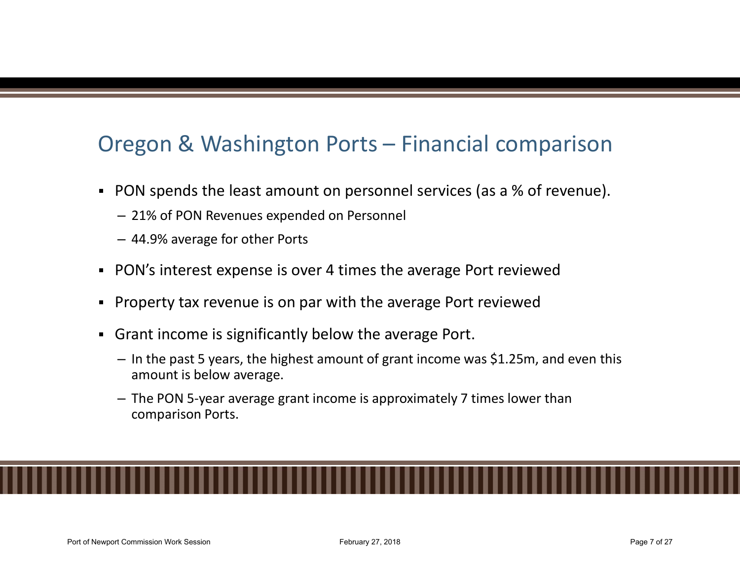# Oregon & Washington Ports – Financial comparison

- PON spends the least amount on personnel services (as a % of revenue).
  - 21% of PON Revenues expended on Personnel
  - 44.9% average for other Ports
- PON's interest expense is over 4 times the average Port reviewed
- Property tax revenue is on par with the average Port reviewed
- Grant income is significantly below the average Port.
  - In the past 5 years, the highest amount of grant income was $1.25m, and even this amount is below average.
  - The PON 5-year average grant income is approximately 7 times lower than comparison Ports.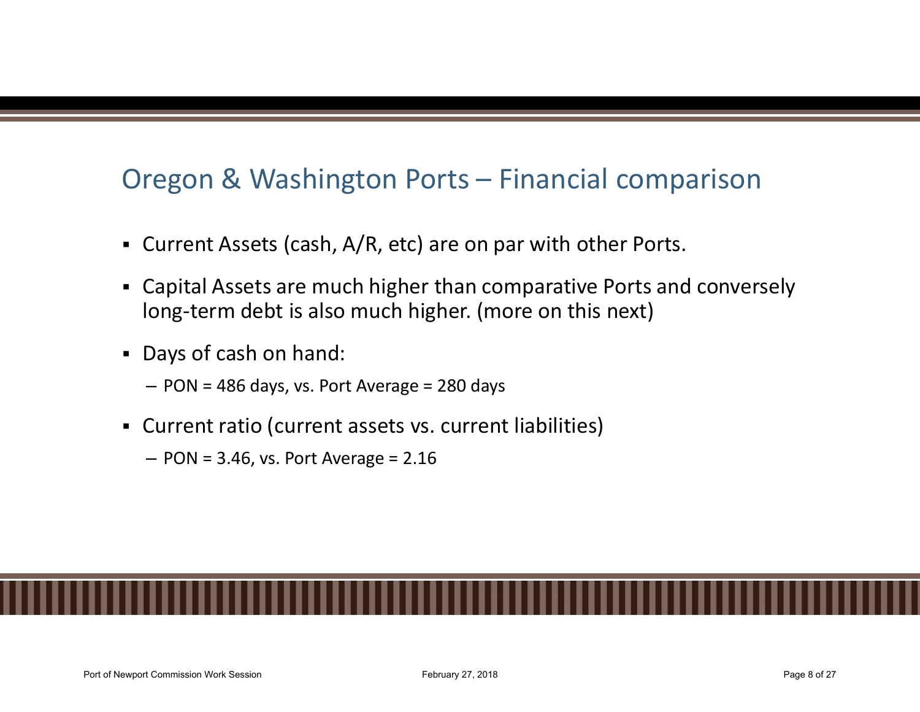# Oregon & Washington Ports – Financial comparison

- Current Assets (cash, A/R, etc) are on par with other Ports.
- Capital Assets are much higher than comparative Ports and conversely long-term debt is also much higher. (more on this next)
- Days of cash on hand:
  - PON = 486 days, vs. Port Average = 280 days
- Current ratio (current assets vs. current liabilities)
  - PON = 3.46, vs. Port Average = 2.16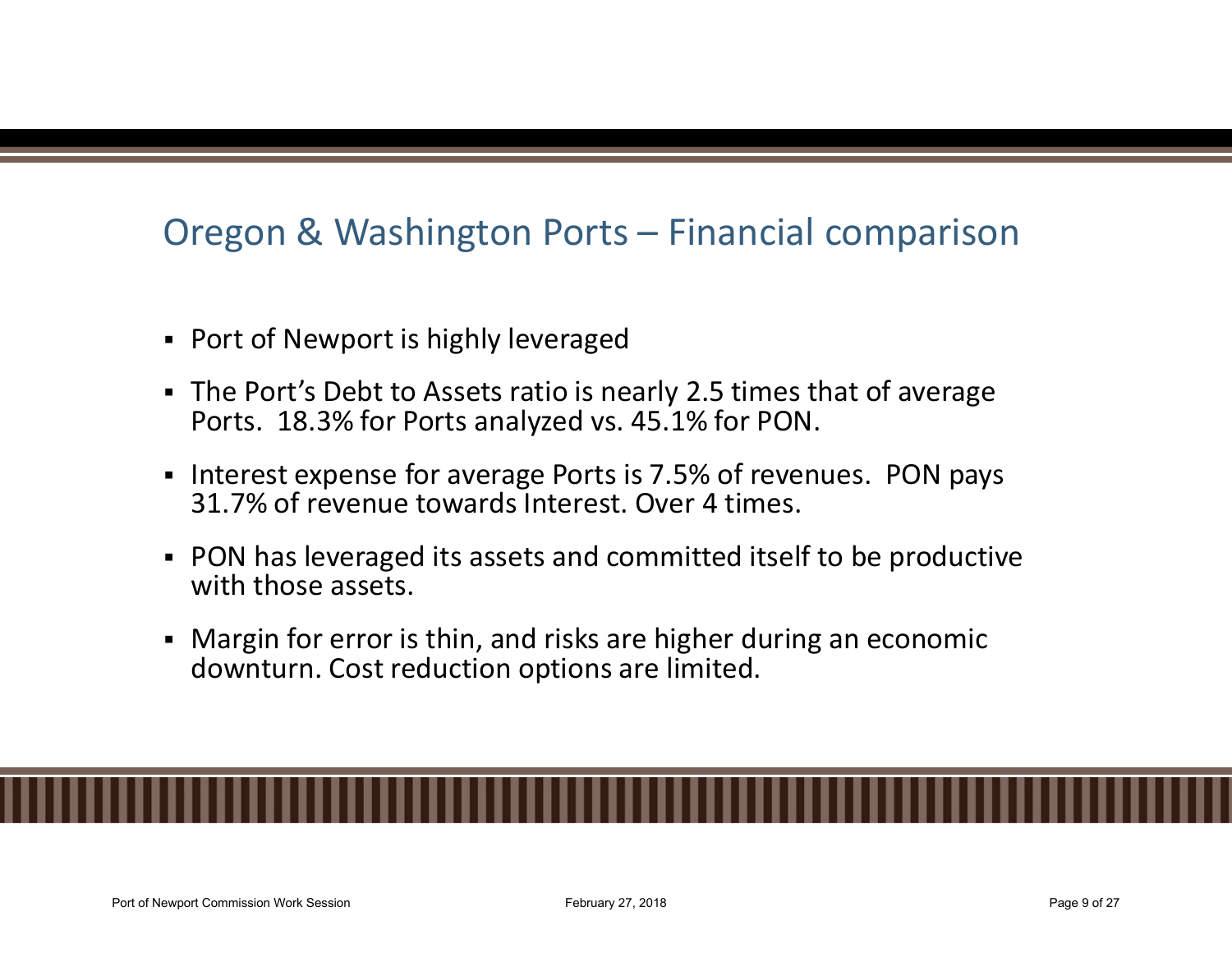# Oregon & Washington Ports – Financial comparison

- Port of Newport is highly leveraged
- The Port's Debt to Assets ratio is nearly 2.5 times that of average Ports. 18.3% for Ports analyzed vs. 45.1% for PON.
- Interest expense for average Ports is 7.5% of revenues. PON pays 31.7% of revenue towards Interest. Over 4 times.
- PON has leveraged its assets and committed itself to be productive with those assets.
- Margin for error is thin, and risks are higher during an economic downturn. Cost reduction options are limited.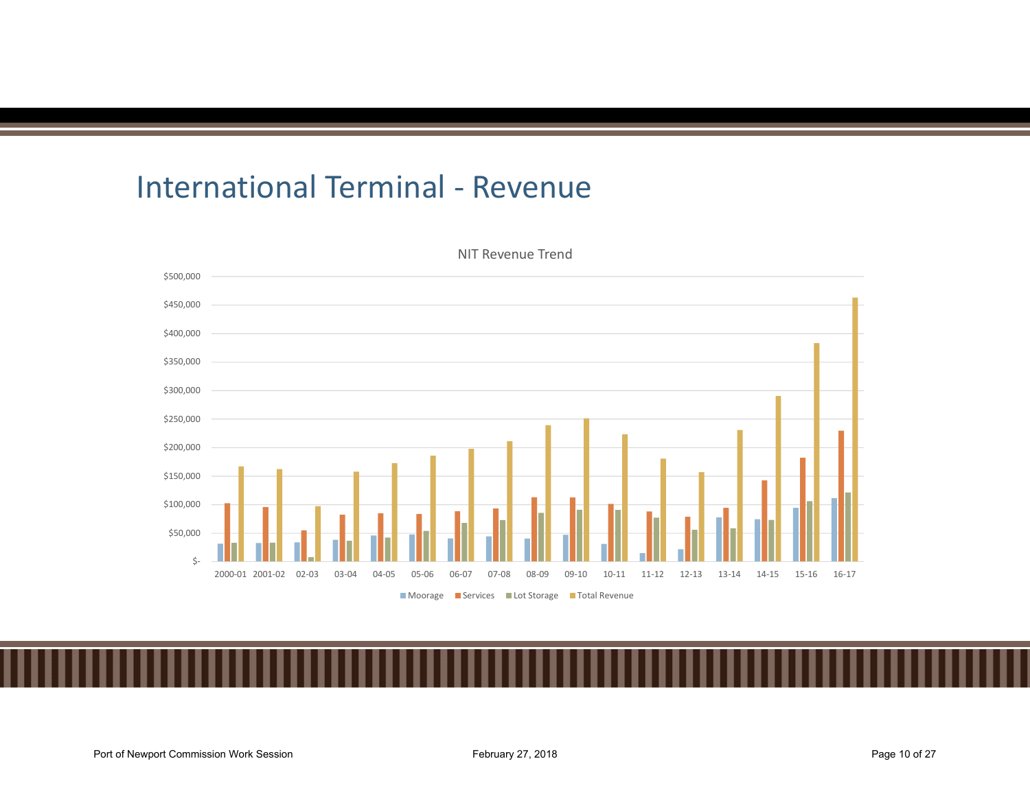# International Terminal - Revenue

NIT Revenue Trend

$500,000
$450,000
$400,000
$350,000
$300,000
$250,000
$200,000
$150,000
$100,000
$50,000
$-

2000-01 2001-02 02-03 03-04 04-05 05-06 06-07 07-08 08-09 09-10 10-11 11-12 12-13 13-14 14-15 15-16 16-17

Moorage | Services | Lot Storage | Total Revenue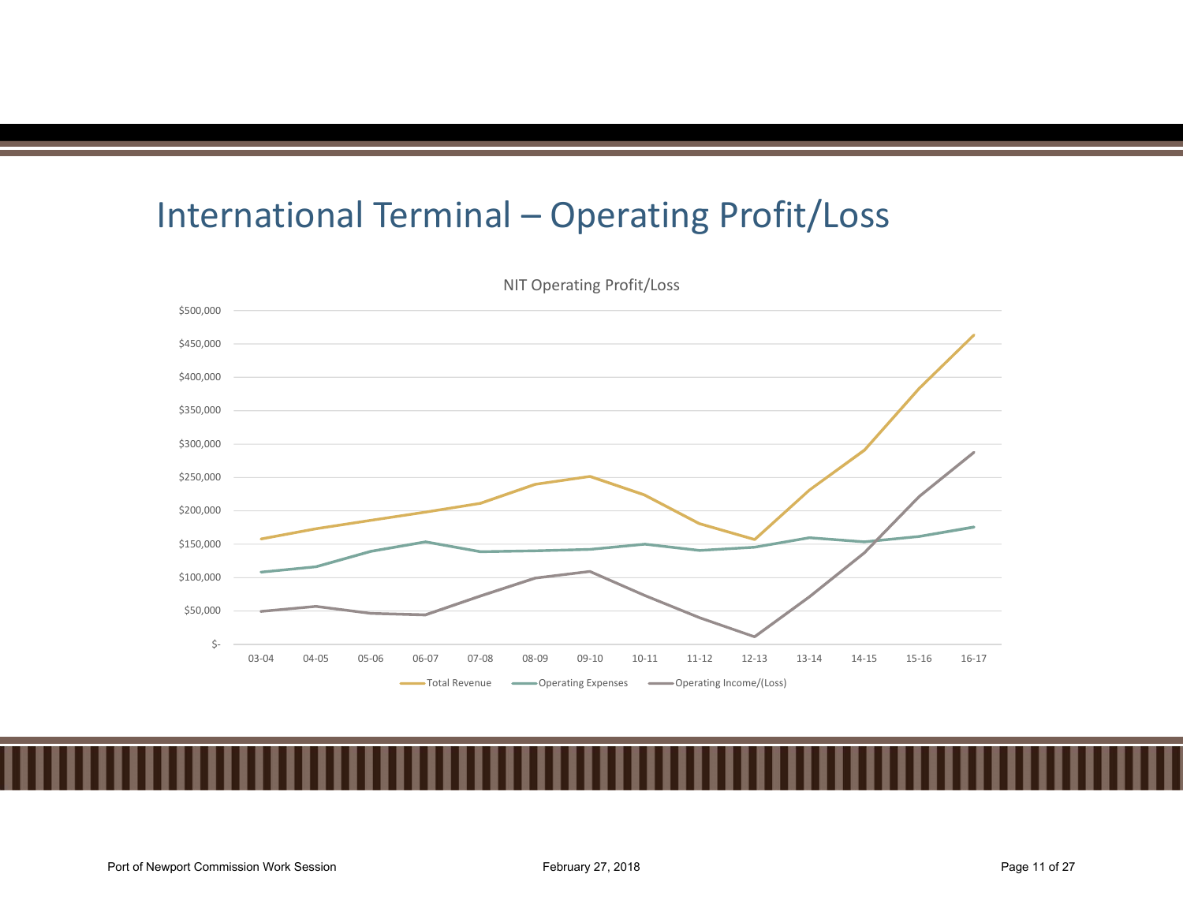# International Terminal – Operating Profit/Loss

NIT Operating Profit/Loss

$500,000
$450,000
$400,000
$350,000
$300,000
$250,000
$200,000
$150,000
$100,000
$50,000
$-

03-04 04-05 05-06 06-07 07-08 08-09 09-10 10-11 11-12 12-13 13-14 14-15 15-16 16-17

Total Revenue — Operating Expenses — Operating Income/(Loss)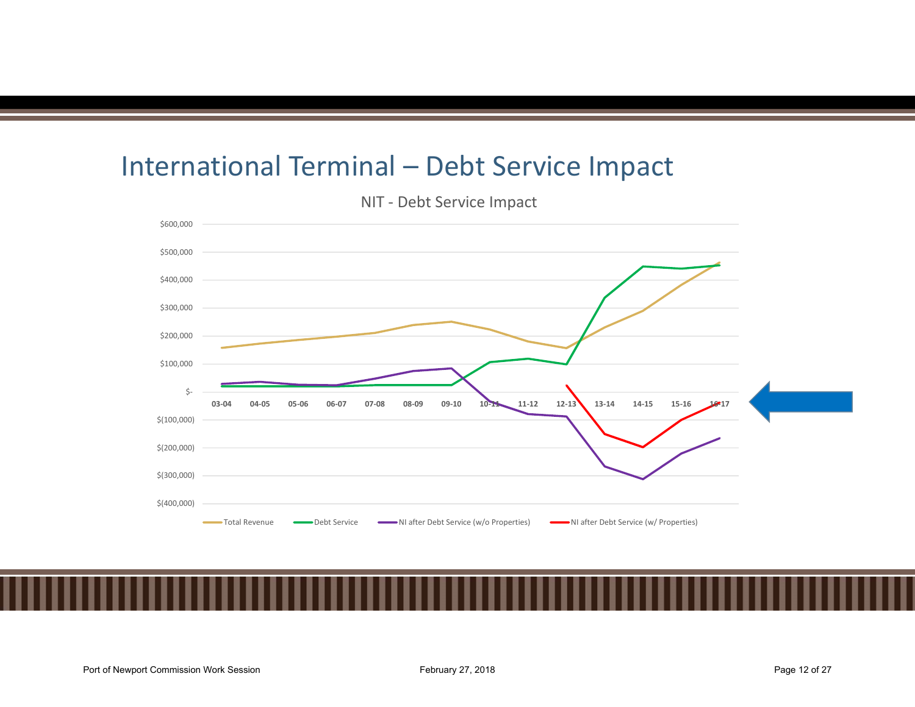# International Terminal – Debt Service Impact

NIT - Debt Service Impact

$600,000
$500,000
$400,000
$300,000
$200,000
$100,000
$-
$(100,000)
$(200,000)
$(300,000)
$(400,000)

03-04 04-05 05-06 06-07 07-08 08-09 09-10 10-11 11-12 12-13 13-14 14-15 15-16 16-17

Total Revenue — Debt Service — NI after Debt Service (w/o Properties) — NI after Debt Service (w/ Properties)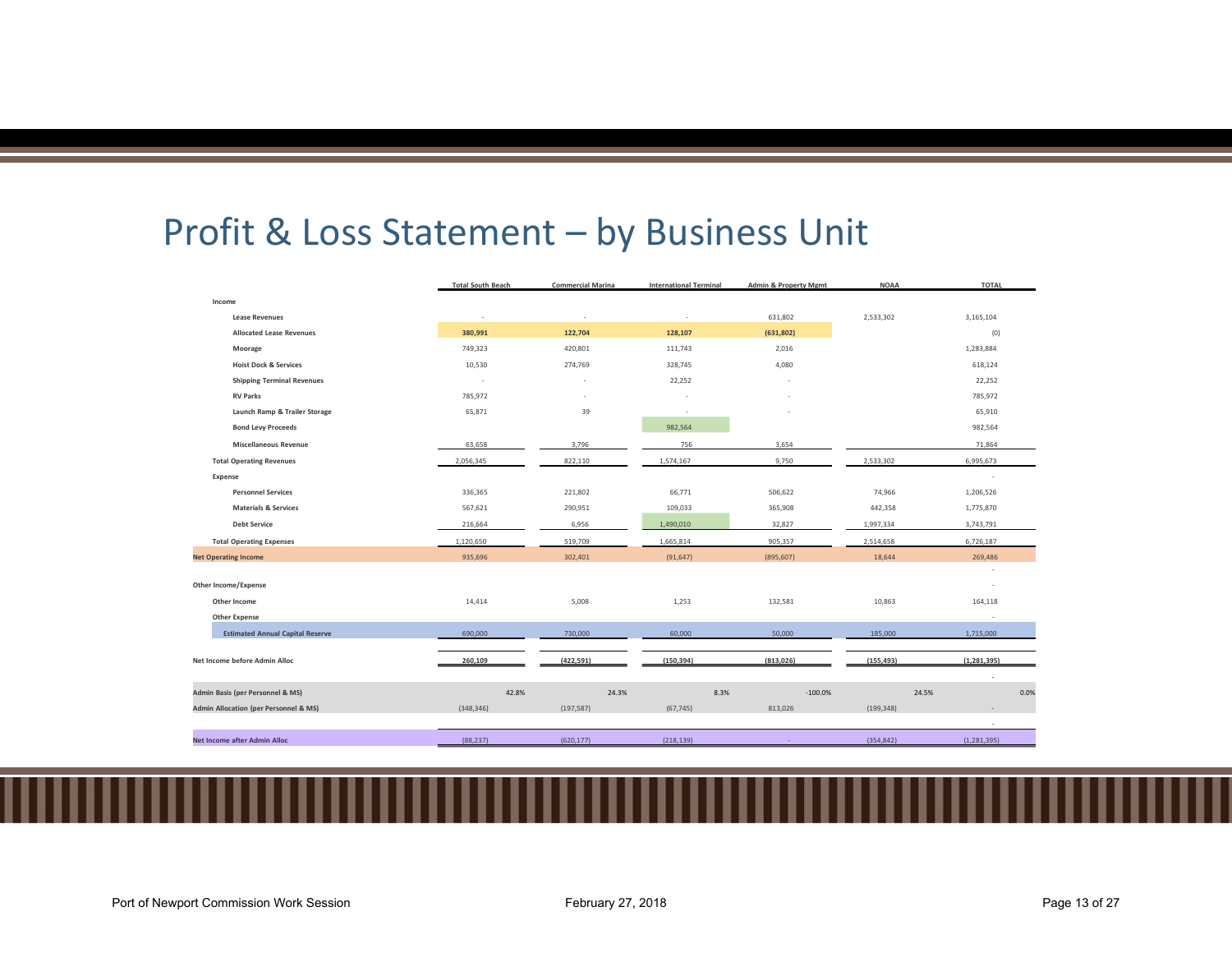# Profit & Loss Statement – by Business Unit

| | Total South Beach | Commercial Marina | International Terminal | Admin & Property Mgmt | NOAA | TOTAL |
|---|---|---|---|---|---|---|
| **Income** | | | | | | |
| Lease Revenues | - | - | - | 631,802 | 2,533,302 | 3,165,104 |
| Allocated Lease Revenues | 380,991 | 122,704 | 128,107 | (631,802) | | (0) |
| Moorage | 749,323 | 420,801 | 111,743 | 2,016 | | 1,283,884 |
| Hoist Dock & Services | 10,530 | 274,769 | 328,745 | 4,080 | | 618,124 |
| Shipping Terminal Revenues | - | - | 22,252 | - | | 22,252 |
| RV Parks | 785,972 | - | - | - | | 785,972 |
| Launch Ramp & Trailer Storage | 65,871 | 39 | - | - | | 65,910 |
| Bond Levy Proceeds | | | 982,564 | | | 982,564 |
| Miscellaneous Revenue | 63,658 | 3,796 | 756 | 3,654 | | 71,864 |
| **Total Operating Revenues** | 2,056,345 | 822,110 | 1,574,167 | 9,750 | 2,533,302 | 6,995,673 |
| **Expense** | | | | | | - |
| Personnel Services | 336,365 | 221,802 | 66,771 | 506,622 | 74,966 | 1,206,526 |
| Materials & Services | 567,621 | 290,951 | 109,033 | 365,908 | 442,358 | 1,775,870 |
| Debt Service | 216,664 | 6,956 | 1,490,010 | 32,827 | 1,997,334 | 3,743,791 |
| **Total Operating Expenses** | 1,120,650 | 519,709 | 1,665,814 | 905,357 | 2,514,658 | 6,726,187 |
| **Net Operating Income** | 935,696 | 302,401 | (91,647) | (895,607) | 18,644 | 269,486 |
| | | | | | | - |
| **Other Income/Expense** | | | | | | - |
| Other Income | 14,414 | 5,008 | 1,253 | 132,581 | 10,863 | 164,118 |
| Other Expense | | | | | | - |
| Estimated Annual Capital Reserve | 690,000 | 730,000 | 60,000 | 50,000 | 185,000 | 1,715,000 |
| | | | | | | |
| **Net Income before Admin Alloc** | 260,109 | (422,591) | (150,394) | (813,026) | (155,493) | (1,281,395) |
| | | | | | | - |
| **Admin Basis (per Personnel & MS)** | 42.8% | 24.3% | 8.3% | -100.0% | 24.5% | 0.0% |
| **Admin Allocation (per Personnel & MS)** | (348,346) | (197,587) | (67,745) | 813,026 | (199,348) | - |
| | | | | | | - |
| **Net Income after Admin Alloc** | (88,237) | (620,177) | (218,139) | - | (354,842) | (1,281,395) |

Port of Newport Commission Work Session — February 27, 2018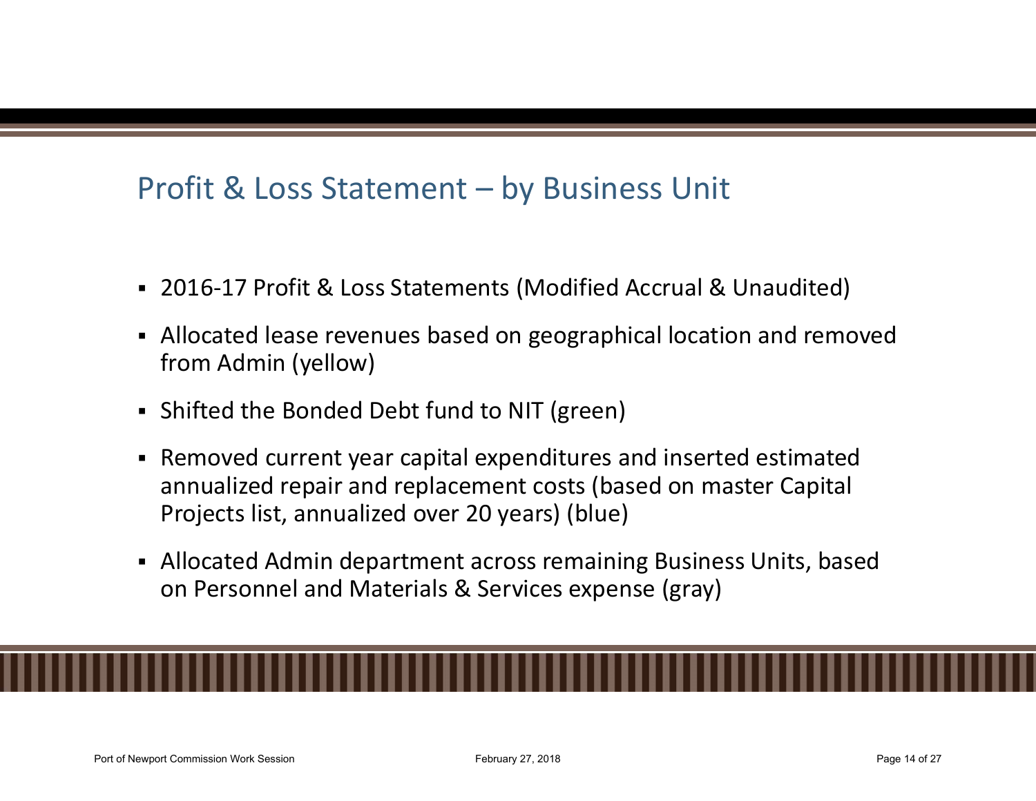# Profit & Loss Statement – by Business Unit

- 2016-17 Profit & Loss Statements (Modified Accrual & Unaudited)
- Allocated lease revenues based on geographical location and removed from Admin (yellow)
- Shifted the Bonded Debt fund to NIT (green)
- Removed current year capital expenditures and inserted estimated annualized repair and replacement costs (based on master Capital Projects list, annualized over 20 years) (blue)
- Allocated Admin department across remaining Business Units, based on Personnel and Materials & Services expense (gray)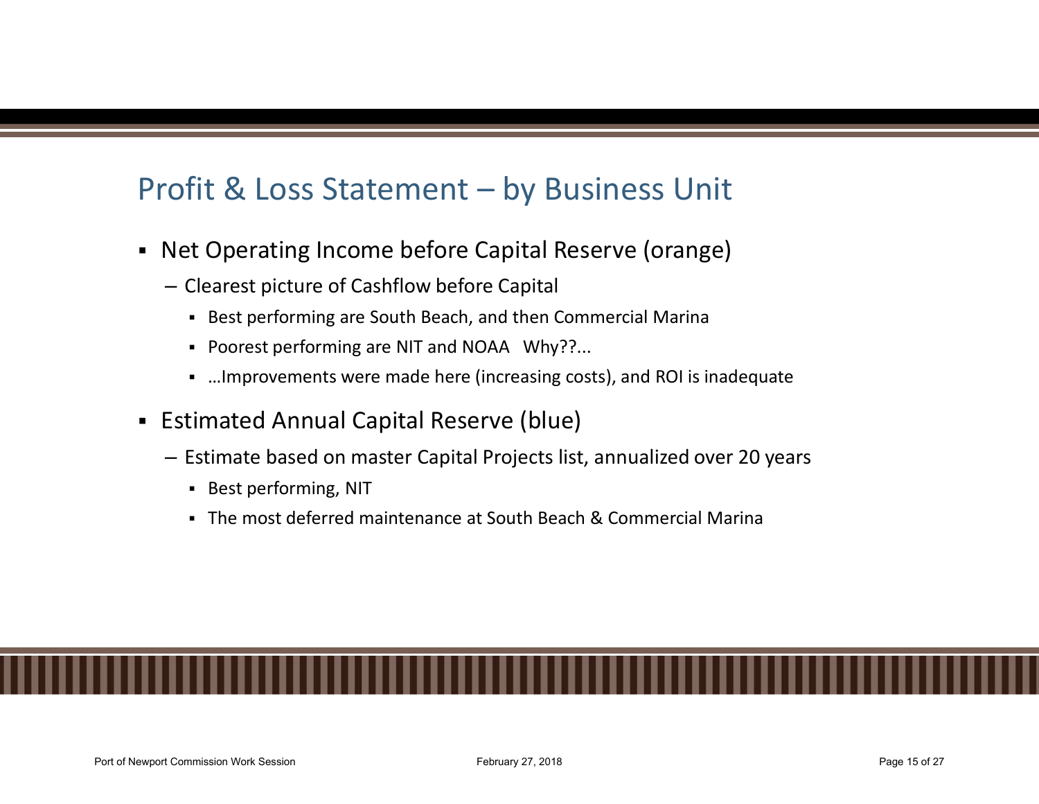# Profit & Loss Statement – by Business Unit

- Net Operating Income before Capital Reserve (orange)
  - Clearest picture of Cashflow before Capital
    - Best performing are South Beach, and then Commercial Marina
    - Poorest performing are NIT and NOAA   Why??...
    - …Improvements were made here (increasing costs), and ROI is inadequate
- Estimated Annual Capital Reserve (blue)
  - Estimate based on master Capital Projects list, annualized over 20 years
    - Best performing, NIT
    - The most deferred maintenance at South Beach & Commercial Marina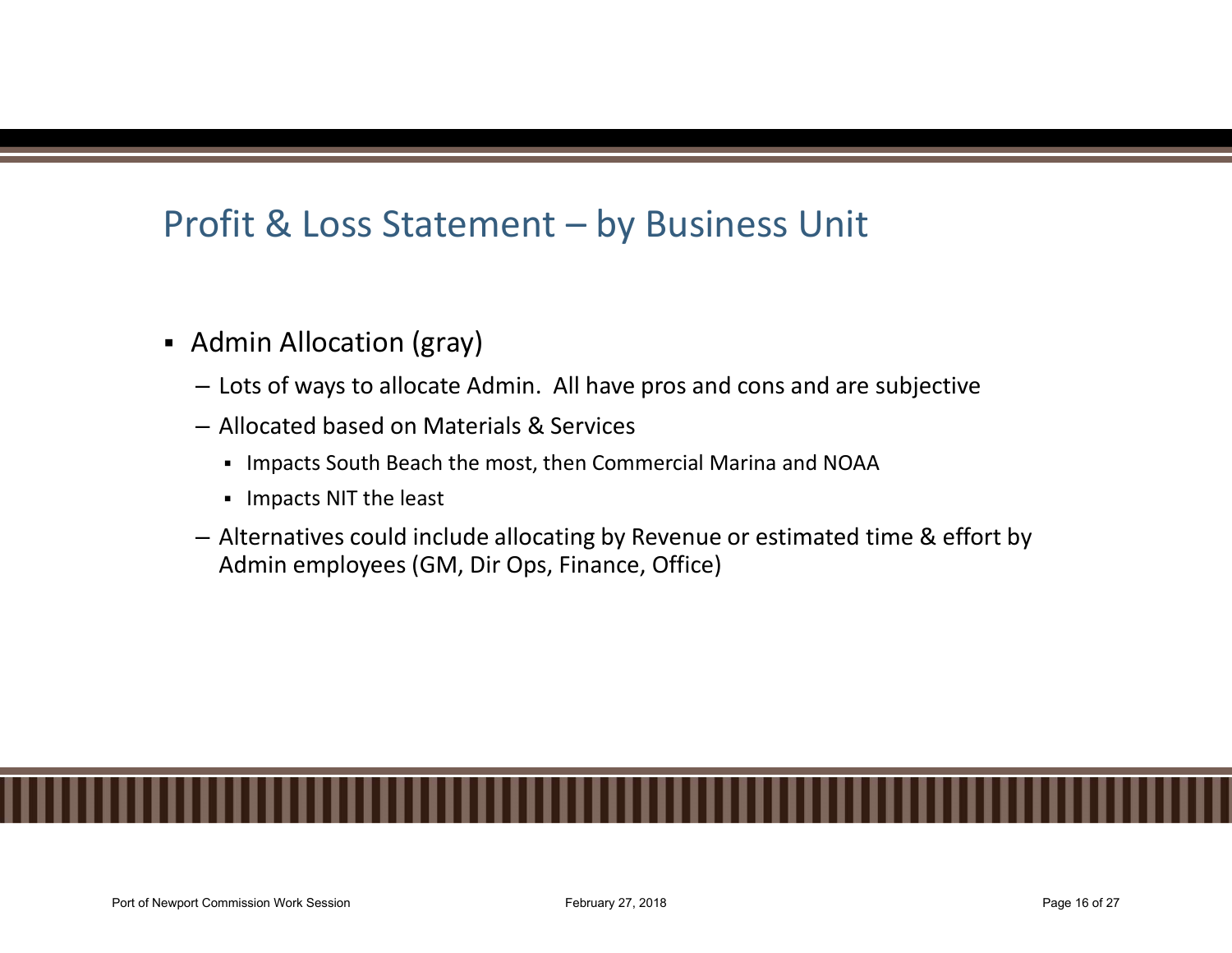# Profit & Loss Statement – by Business Unit

- Admin Allocation (gray)
  - Lots of ways to allocate Admin. All have pros and cons and are subjective
  - Allocated based on Materials & Services
    - Impacts South Beach the most, then Commercial Marina and NOAA
    - Impacts NIT the least
  - Alternatives could include allocating by Revenue or estimated time & effort by Admin employees (GM, Dir Ops, Finance, Office)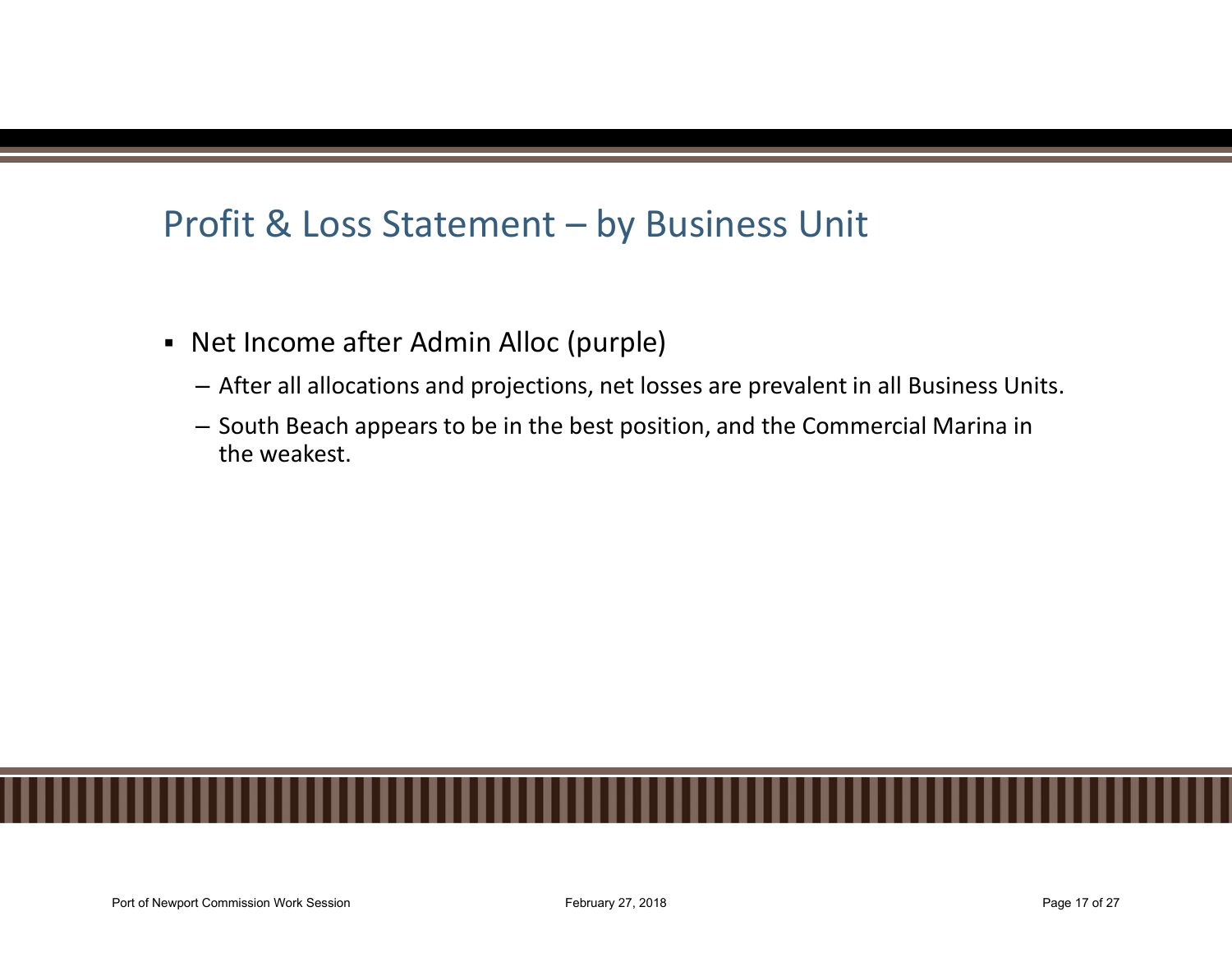# Profit & Loss Statement – by Business Unit

- Net Income after Admin Alloc (purple)
  - After all allocations and projections, net losses are prevalent in all Business Units.
  - South Beach appears to be in the best position, and the Commercial Marina in the weakest.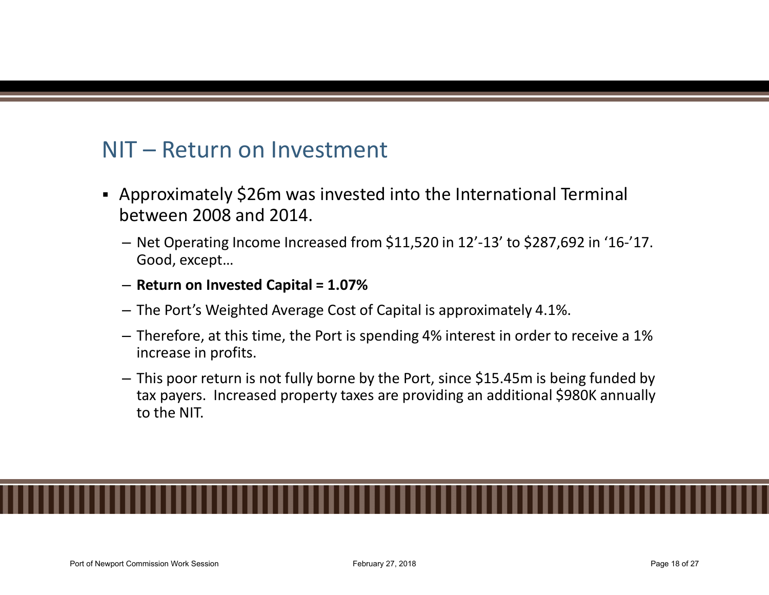## NIT – Return on Investment

- Approximately $26m was invested into the International Terminal between 2008 and 2014.
  - Net Operating Income Increased from $11,520 in 12'-13' to $287,692 in '16-'17. Good, except…
  - **Return on Invested Capital = 1.07%**
  - The Port's Weighted Average Cost of Capital is approximately 4.1%.
  - Therefore, at this time, the Port is spending 4% interest in order to receive a 1% increase in profits.
  - This poor return is not fully borne by the Port, since $15.45m is being funded by tax payers. Increased property taxes are providing an additional $980K annually to the NIT.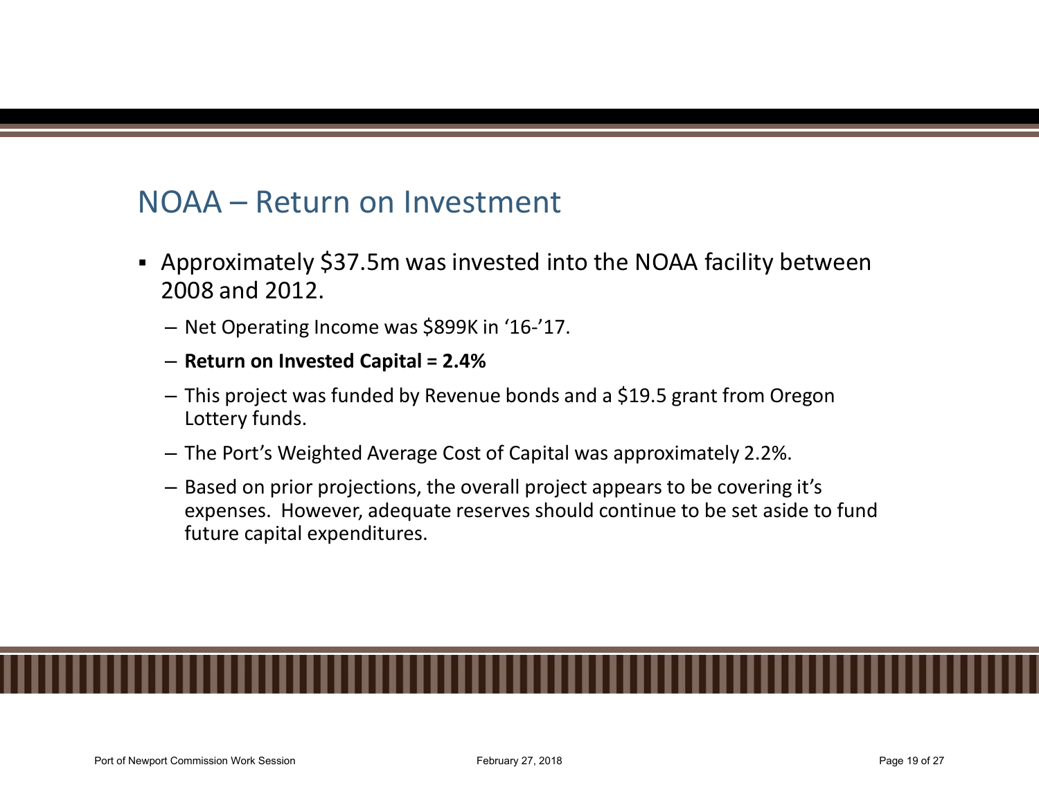# NOAA – Return on Investment

- Approximately $37.5m was invested into the NOAA facility between 2008 and 2012.
  - Net Operating Income was $899K in '16-'17.
  - **Return on Invested Capital = 2.4%**
  - This project was funded by Revenue bonds and a $19.5 grant from Oregon Lottery funds.
  - The Port's Weighted Average Cost of Capital was approximately 2.2%.
  - Based on prior projections, the overall project appears to be covering it's expenses. However, adequate reserves should continue to be set aside to fund future capital expenditures.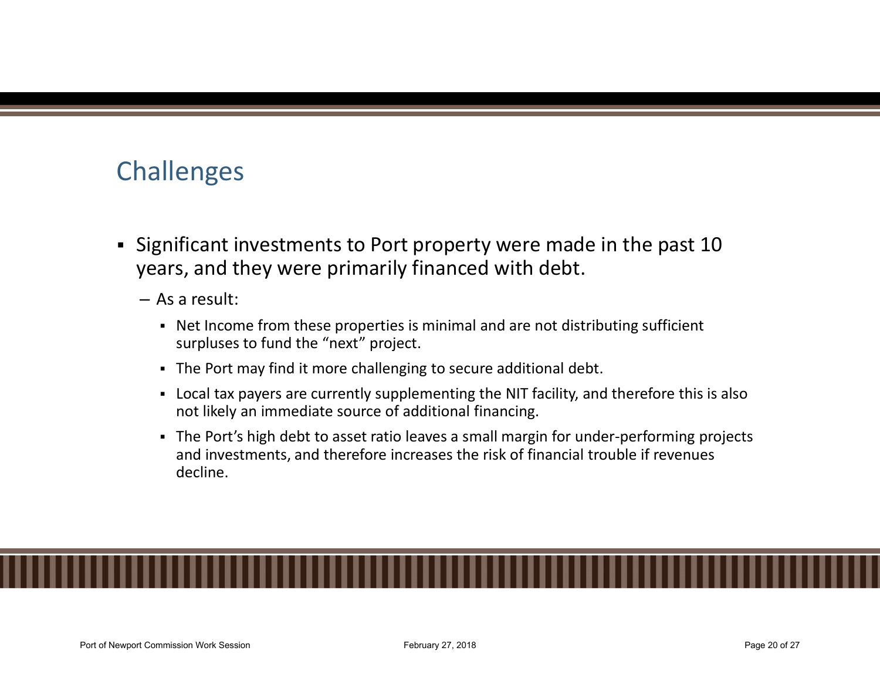## Challenges

- Significant investments to Port property were made in the past 10 years, and they were primarily financed with debt.
  - As a result:
    - Net Income from these properties is minimal and are not distributing sufficient surpluses to fund the “next” project.
    - The Port may find it more challenging to secure additional debt.
    - Local tax payers are currently supplementing the NIT facility, and therefore this is also not likely an immediate source of additional financing.
    - The Port’s high debt to asset ratio leaves a small margin for under-performing projects and investments, and therefore increases the risk of financial trouble if revenues decline.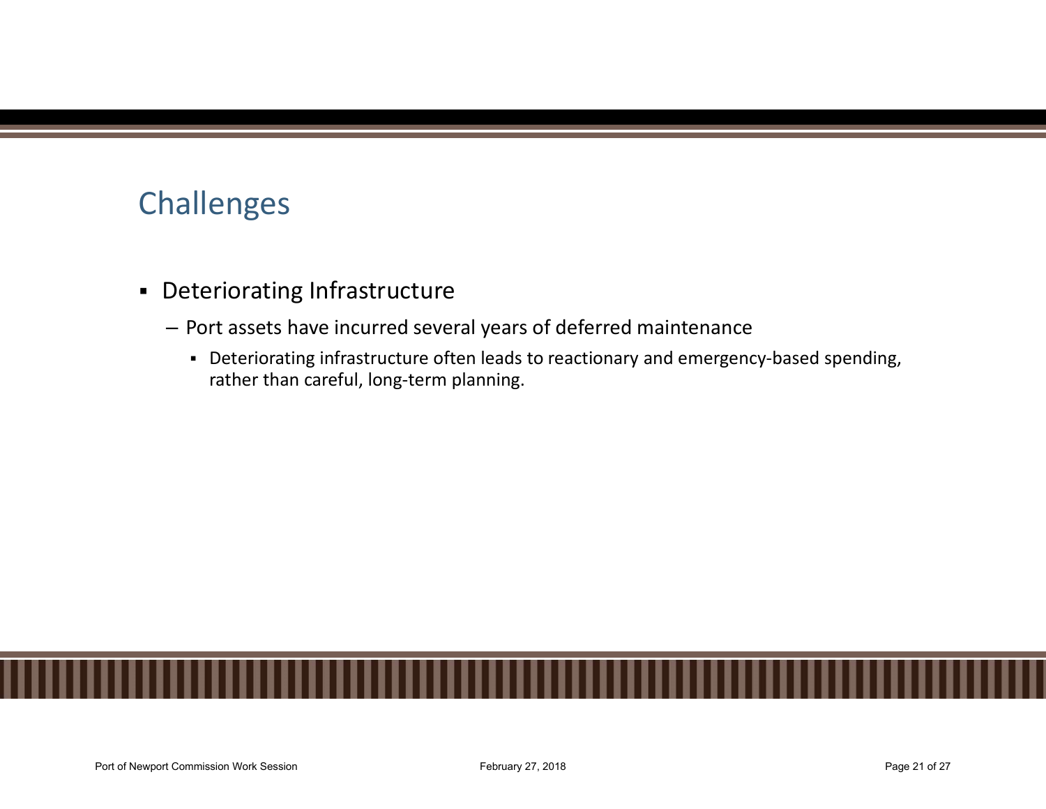## Challenges

- Deteriorating Infrastructure
  - Port assets have incurred several years of deferred maintenance
    - Deteriorating infrastructure often leads to reactionary and emergency-based spending, rather than careful, long-term planning.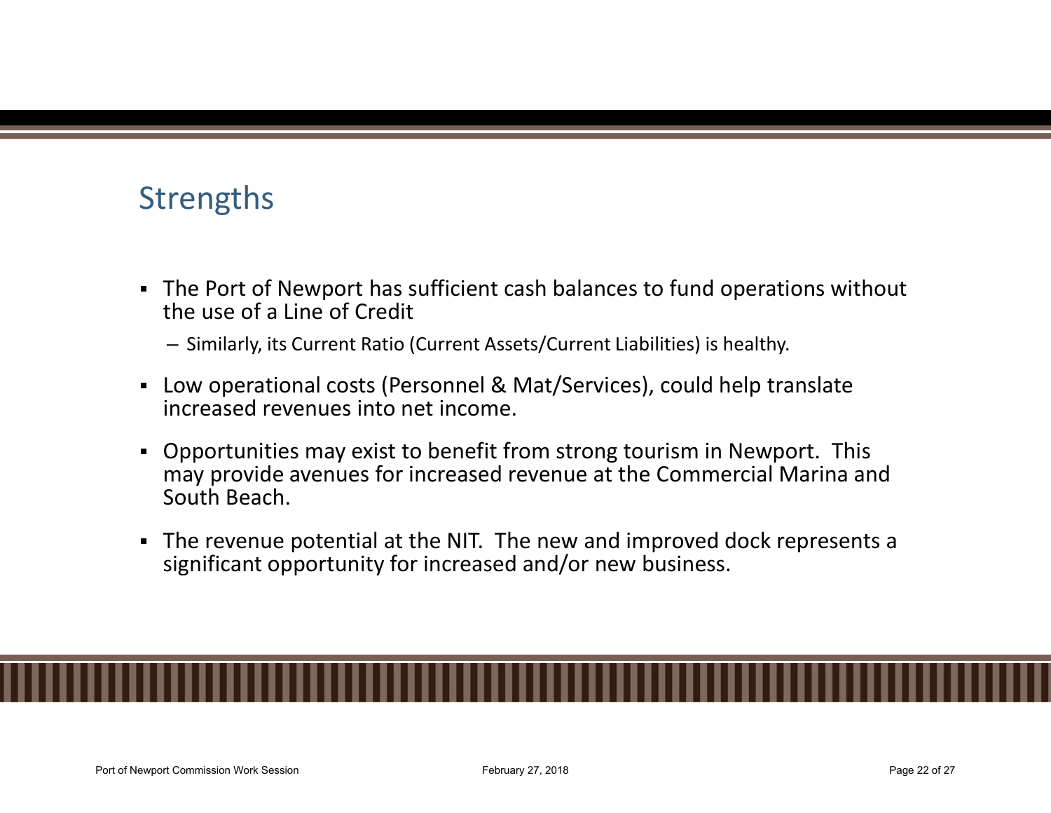## Strengths

- The Port of Newport has sufficient cash balances to fund operations without the use of a Line of Credit
  - Similarly, its Current Ratio (Current Assets/Current Liabilities) is healthy.
- Low operational costs (Personnel & Mat/Services), could help translate increased revenues into net income.
- Opportunities may exist to benefit from strong tourism in Newport. This may provide avenues for increased revenue at the Commercial Marina and South Beach.
- The revenue potential at the NIT. The new and improved dock represents a significant opportunity for increased and/or new business.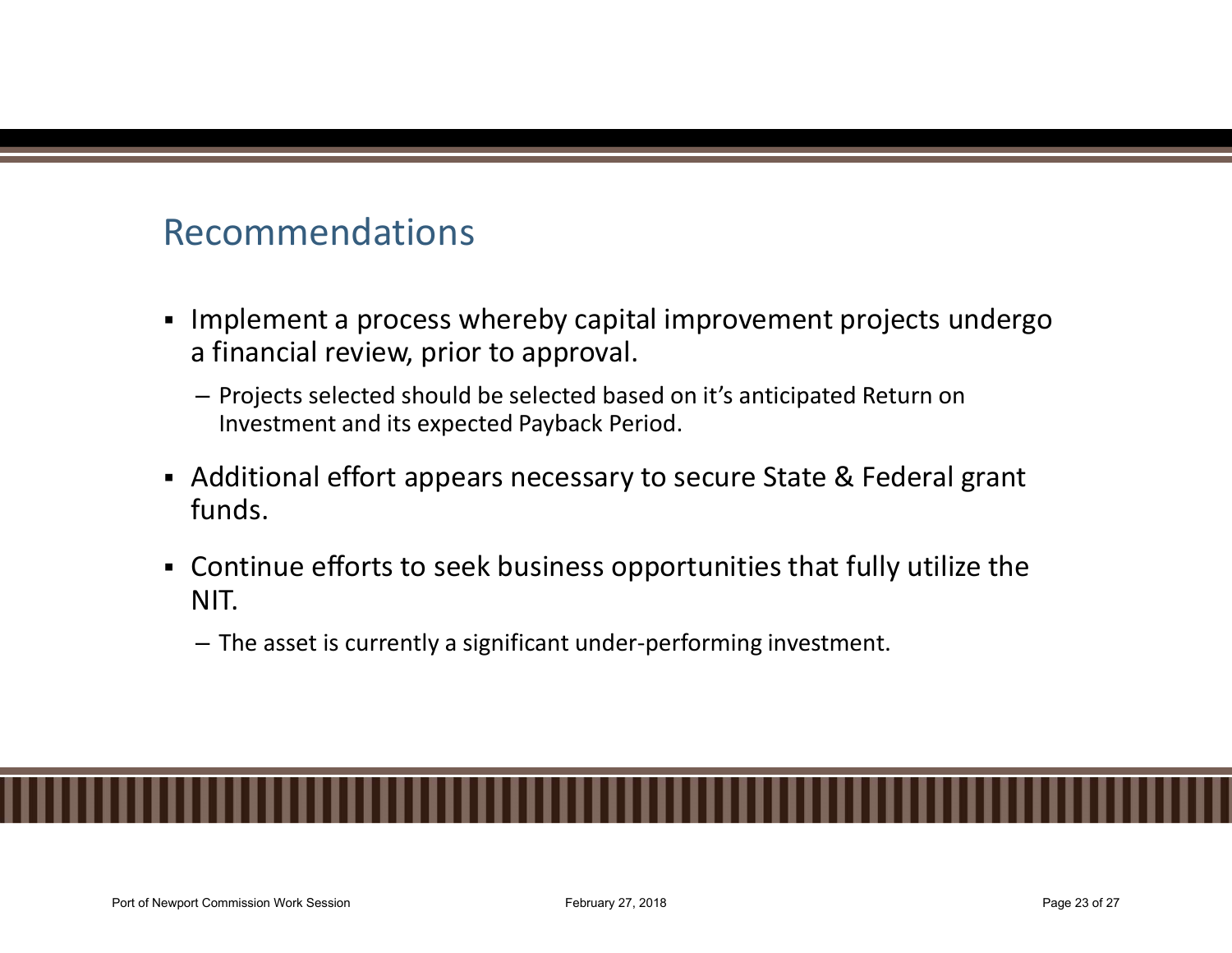## Recommendations

- Implement a process whereby capital improvement projects undergo a financial review, prior to approval.
  - Projects selected should be selected based on it's anticipated Return on Investment and its expected Payback Period.
- Additional effort appears necessary to secure State & Federal grant funds.
- Continue efforts to seek business opportunities that fully utilize the NIT.
  - The asset is currently a significant under-performing investment.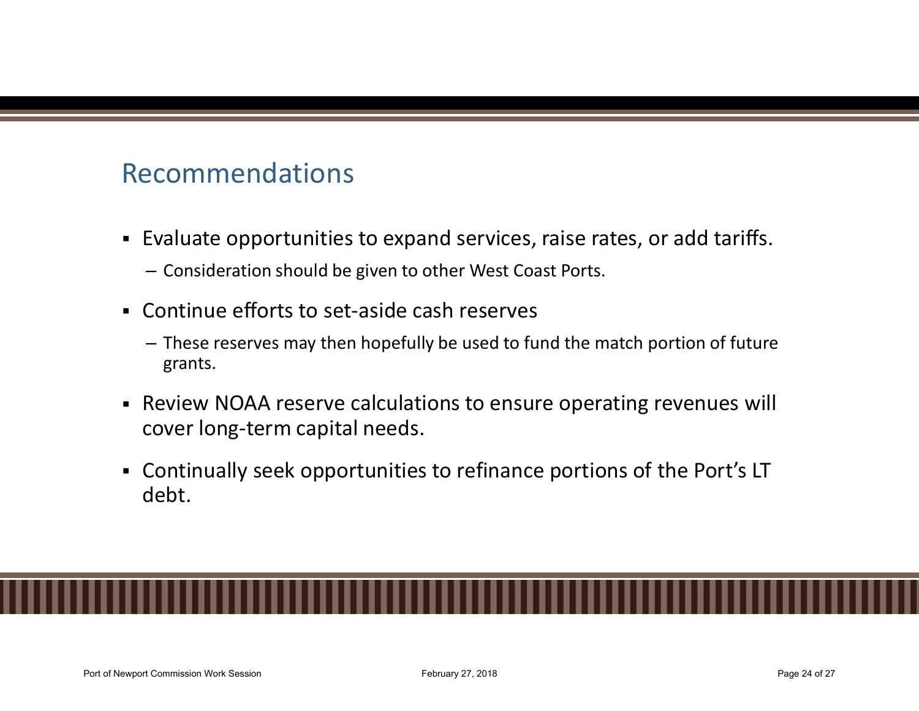# Recommendations

- Evaluate opportunities to expand services, raise rates, or add tariffs.
  - Consideration should be given to other West Coast Ports.
- Continue efforts to set-aside cash reserves
  - These reserves may then hopefully be used to fund the match portion of future grants.
- Review NOAA reserve calculations to ensure operating revenues will cover long-term capital needs.
- Continually seek opportunities to refinance portions of the Port's LT debt.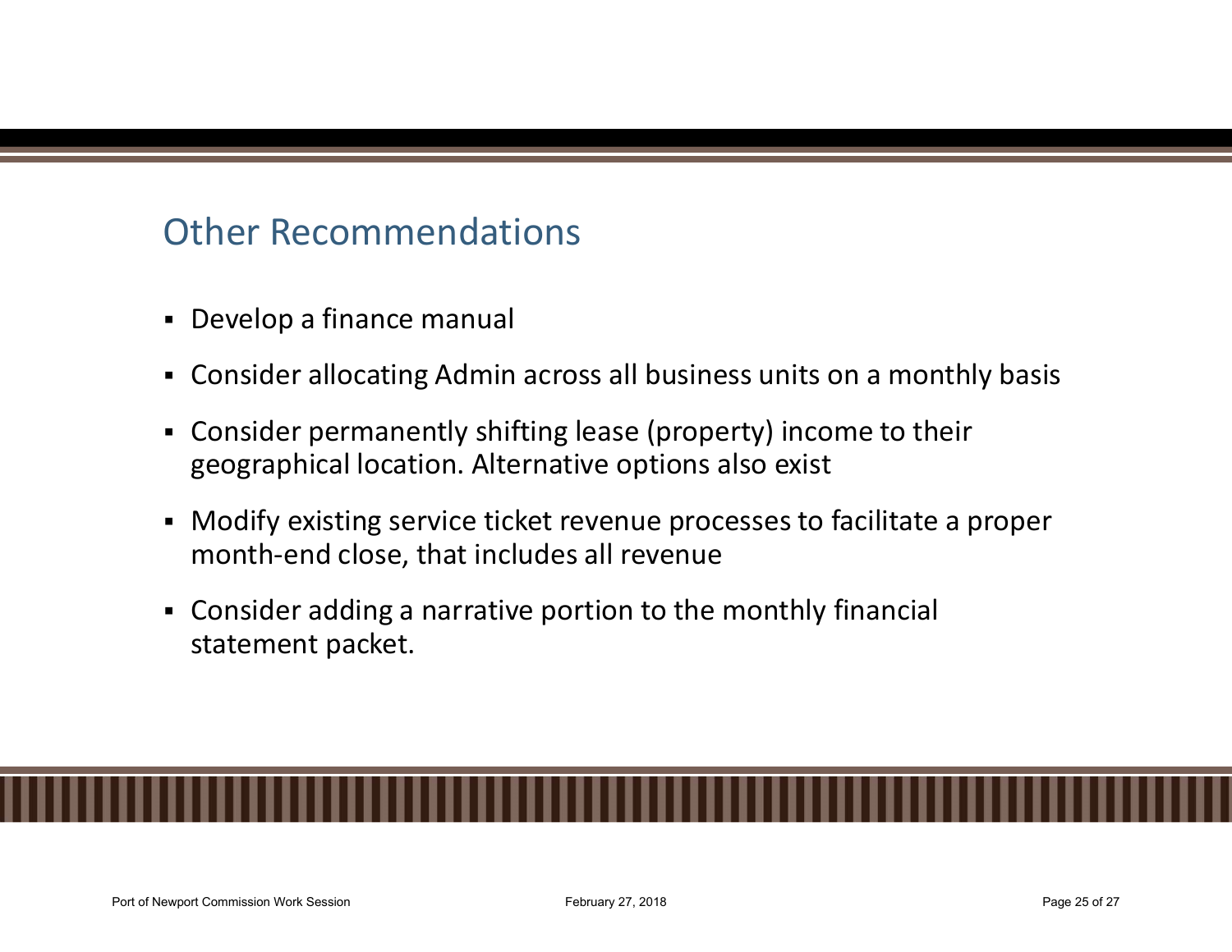## Other Recommendations

- Develop a finance manual
- Consider allocating Admin across all business units on a monthly basis
- Consider permanently shifting lease (property) income to their geographical location. Alternative options also exist
- Modify existing service ticket revenue processes to facilitate a proper month-end close, that includes all revenue
- Consider adding a narrative portion to the monthly financial statement packet.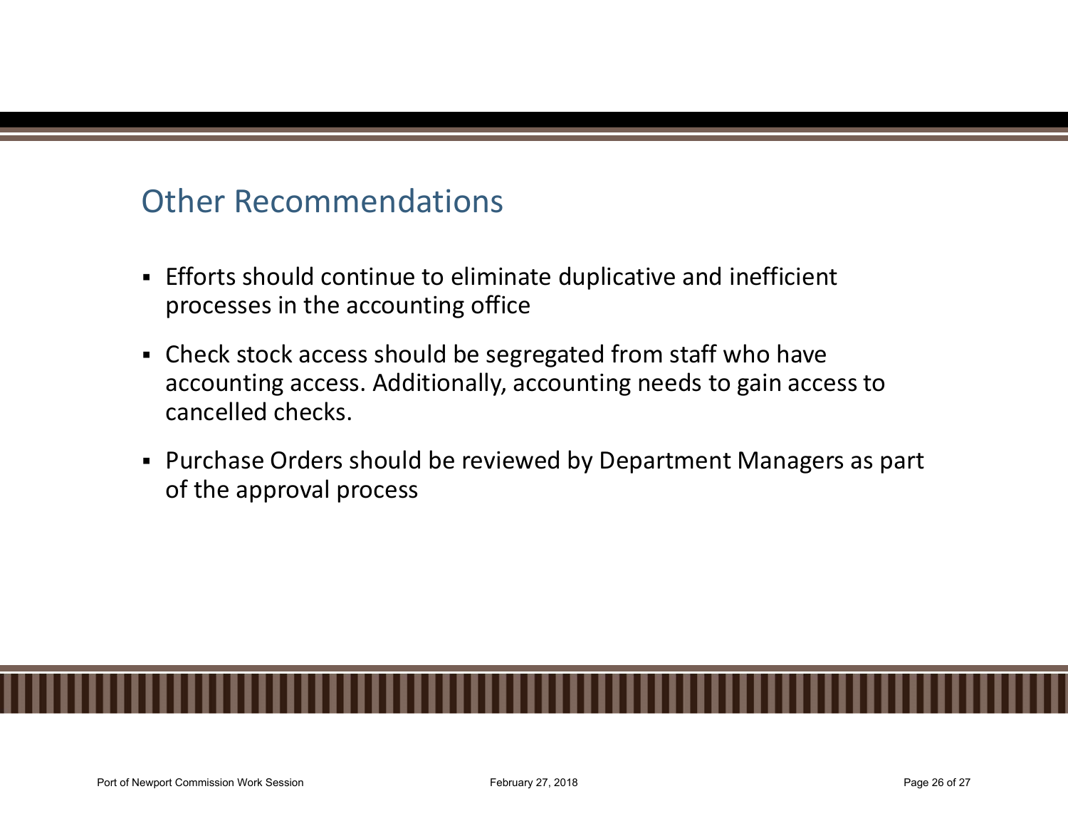## Other Recommendations

- Efforts should continue to eliminate duplicative and inefficient processes in the accounting office
- Check stock access should be segregated from staff who have accounting access. Additionally, accounting needs to gain access to cancelled checks.
- Purchase Orders should be reviewed by Department Managers as part of the approval process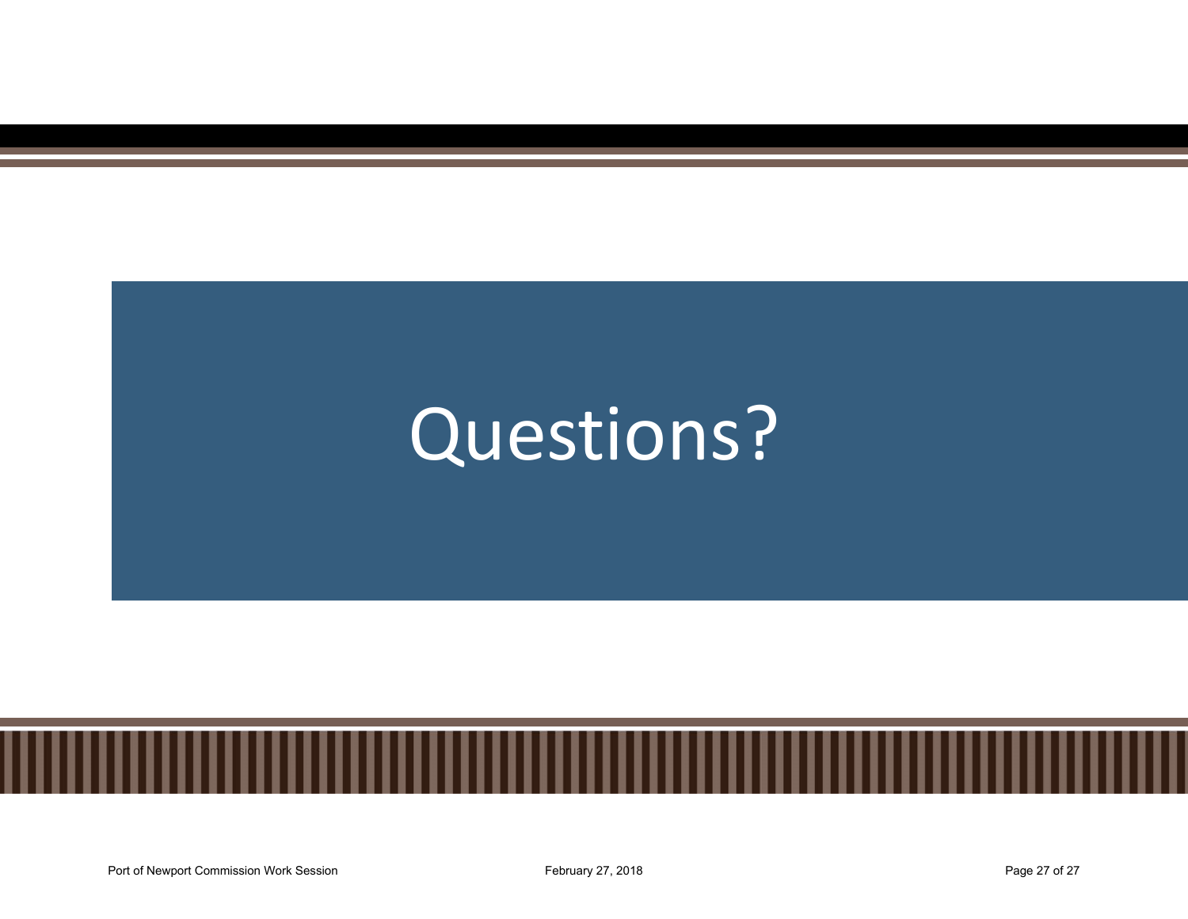# Questions?